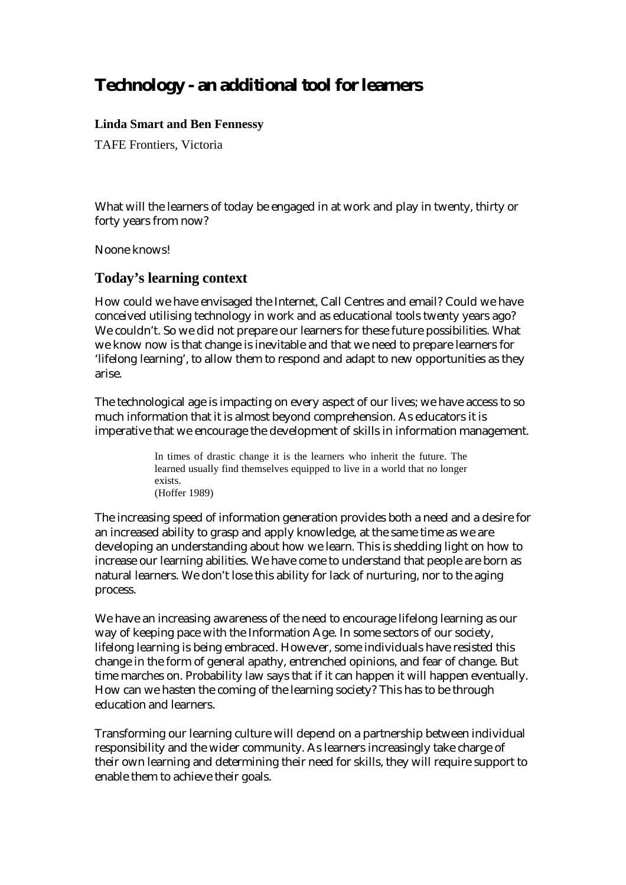# Technology - an additional tool for learners

**Linda Smart and Ben Fennessy**

TAFE Frontiers, Victoria

What will the learners of today be engaged in at work and play in twenty, thirty or forty years from now?

Noone knows!

## Today's learning context

How could we have envisaged the Internet, Call Centres and email? Could we have conceived utilising technology in work and as educational tools twenty years ago? We couldn't. So we did not prepare our learners for these future possibilities. What we know now is that change is inevitable and that we need to prepare learners for 'lifelong learning', to allow them to respond and adapt to new opportunities as they arise.

The technological age is impacting on every aspect of our lives; we have access to so much information that it is almost beyond comprehension. As educators it is imperative that we encourage the development of skills in information management.

> In times of drastic change it is the learners who inherit the future. The learned usually find themselves equipped to live in a world that no longer exists.
> (Hoffer 1989)

The increasing speed of information generation provides both a need and a desire for an increased ability to grasp and apply knowledge, at the same time as we are developing an understanding about how we learn. This is shedding light on how to increase our learning abilities. We have come to understand that people are born as natural learners. We don't lose this ability for lack of nurturing, nor to the aging process.

We have an increasing awareness of the need to encourage lifelong learning as our way of keeping pace with the Information Age. In some sectors of our society, lifelong learning is being embraced. However, some individuals have resisted this change in the form of general apathy, entrenched opinions, and fear of change. But time marches on. Probability law says that if it can happen it will happen eventually. How can we hasten the coming of the learning society? This has to be through education and learners.

Transforming our learning culture will depend on a partnership between individual responsibility and the wider community. As learners increasingly take charge of their own learning and determining their need for skills, they will require support to enable them to achieve their goals.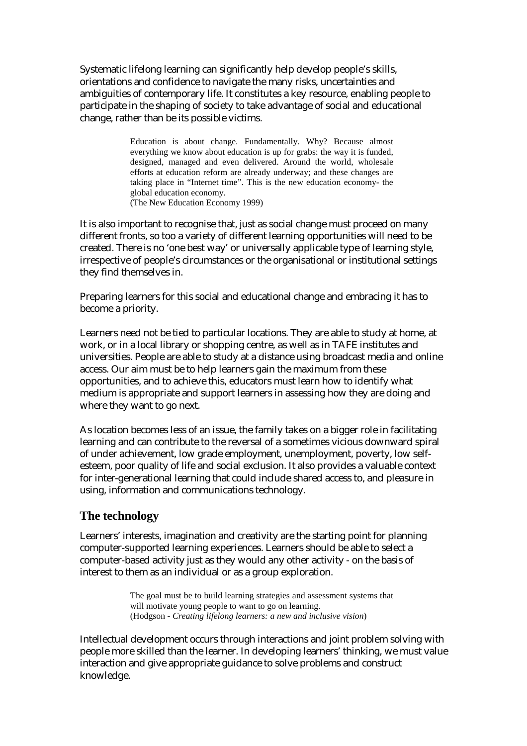Systematic lifelong learning can significantly help develop people's skills, orientations and confidence to navigate the many risks, uncertainties and ambiguities of contemporary life. It constitutes a key resource, enabling people to participate in the shaping of society to take advantage of social and educational change, rather than be its possible victims.

> Education is about change. Fundamentally. Why? Because almost everything we know about education is up for grabs: the way it is funded, designed, managed and even delivered. Around the world, wholesale efforts at education reform are already underway; and these changes are taking place in "Internet time". This is the new education economy- the global education economy.
> (The New Education Economy 1999)

It is also important to recognise that, just as social change must proceed on many different fronts, so too a variety of different learning opportunities will need to be created. There is no 'one best way' or universally applicable type of learning style, irrespective of people's circumstances or the organisational or institutional settings they find themselves in.

Preparing learners for this social and educational change and embracing it has to become a priority.

Learners need not be tied to particular locations. They are able to study at home, at work, or in a local library or shopping centre, as well as in TAFE institutes and universities. People are able to study at a distance using broadcast media and online access. Our aim must be to help learners gain the maximum from these opportunities, and to achieve this, educators must learn how to identify what medium is appropriate and support learners in assessing how they are doing and where they want to go next.

As location becomes less of an issue, the family takes on a bigger role in facilitating learning and can contribute to the reversal of a sometimes vicious downward spiral of under achievement, low grade employment, unemployment, poverty, low self-esteem, poor quality of life and social exclusion. It also provides a valuable context for inter-generational learning that could include shared access to, and pleasure in using, information and communications technology.

## The technology

Learners' interests, imagination and creativity are the starting point for planning computer-supported learning experiences. Learners should be able to select a computer-based activity just as they would any other activity - on the basis of interest to them as an individual or as a group exploration.

> The goal must be to build learning strategies and assessment systems that will motivate young people to want to go on learning.
> (Hodgson - *Creating lifelong learners: a new and inclusive vision*)

Intellectual development occurs through interactions and joint problem solving with people more skilled than the learner. In developing learners' thinking, we must value interaction and give appropriate guidance to solve problems and construct knowledge.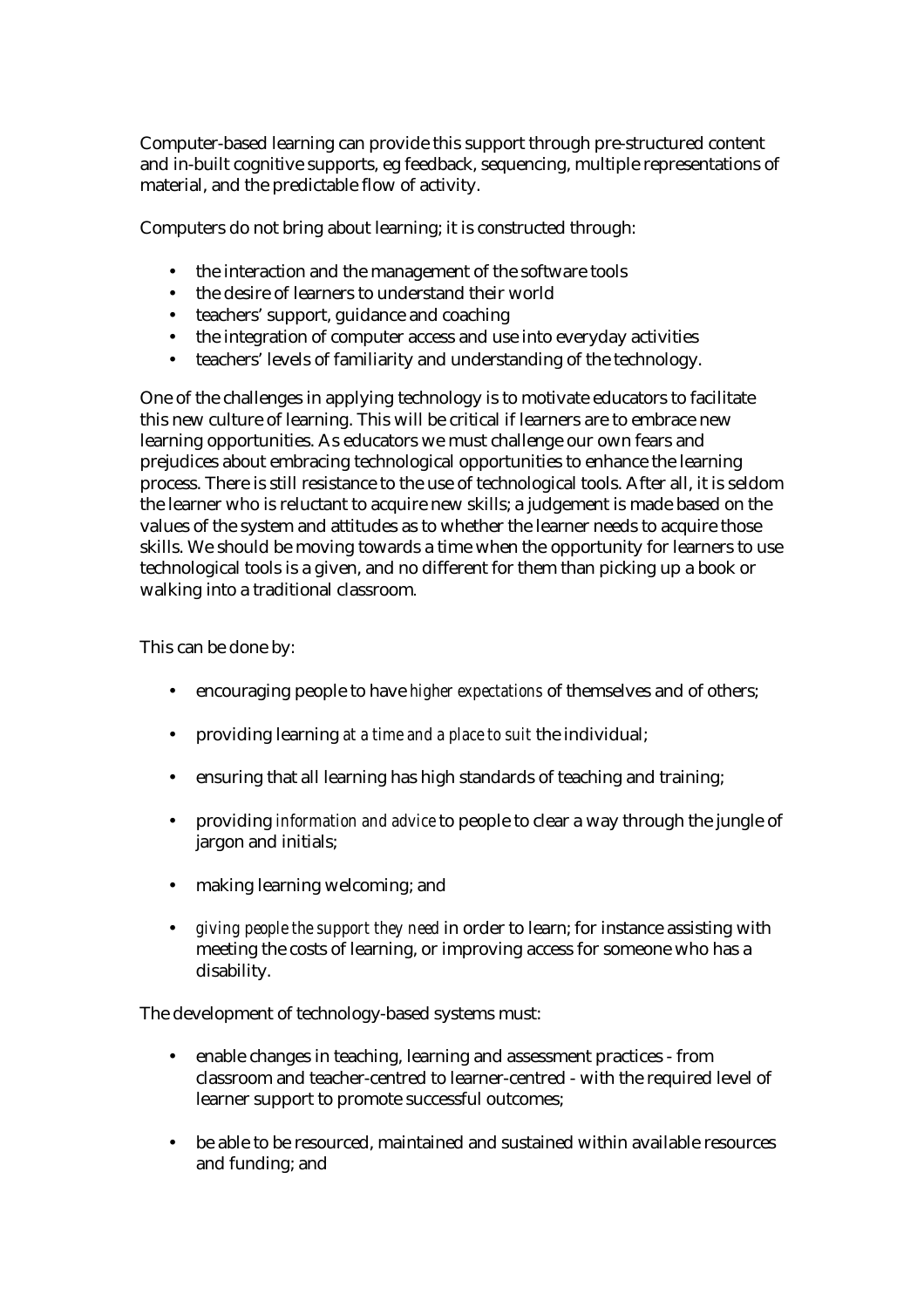Computer-based learning can provide this support through pre-structured content and in-built cognitive supports, eg feedback, sequencing, multiple representations of material, and the predictable flow of activity.

Computers do not bring about learning; it is constructed through:

- the interaction and the management of the software tools
- the desire of learners to understand their world
- teachers' support, guidance and coaching
- the integration of computer access and use into everyday activities
- teachers' levels of familiarity and understanding of the technology.

One of the challenges in applying technology is to motivate educators to facilitate this new culture of learning. This will be critical if learners are to embrace new learning opportunities. As educators we must challenge our own fears and prejudices about embracing technological opportunities to enhance the learning process. There is still resistance to the use of technological tools. After all, it is seldom the learner who is reluctant to acquire new skills; a judgement is made based on the values of the system and attitudes as to whether the learner needs to acquire those skills. We should be moving towards a time when the opportunity for learners to use technological tools is a given, and no different for them than picking up a book or walking into a traditional classroom.

This can be done by:

- encouraging people to have *higher expectations* of themselves and of others;
- providing learning *at a time and a place to suit* the individual;
- ensuring that all learning has high standards of teaching and training;
- providing *information and advice* to people to clear a way through the jungle of jargon and initials;
- making learning welcoming; and
- *giving people the support they need* in order to learn; for instance assisting with meeting the costs of learning, or improving access for someone who has a disability.

The development of technology-based systems must:

- enable changes in teaching, learning and assessment practices - from classroom and teacher-centred to learner-centred - with the required level of learner support to promote successful outcomes;
- be able to be resourced, maintained and sustained within available resources and funding; and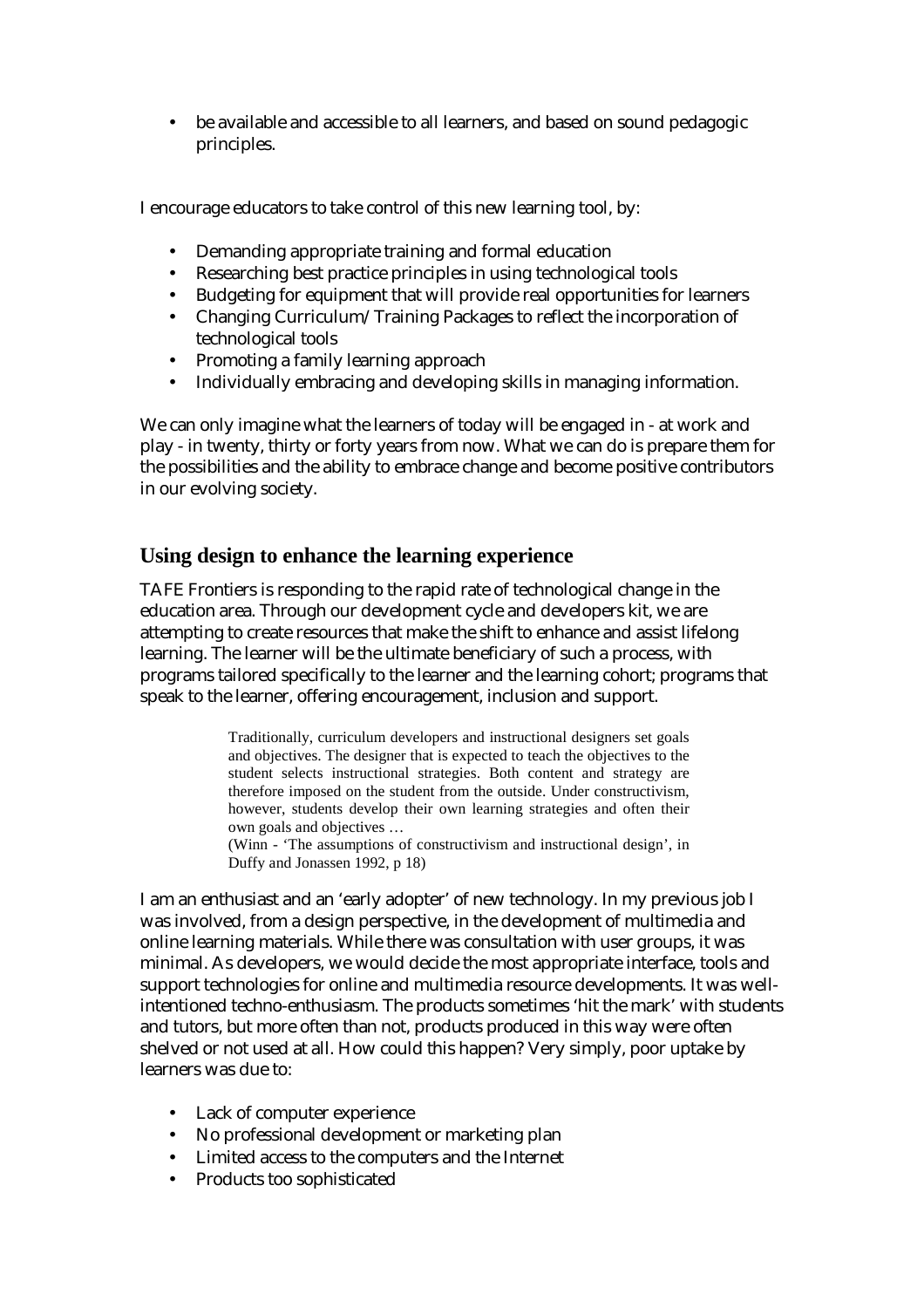- be available and accessible to all learners, and based on sound pedagogic principles.

I encourage educators to take control of this new learning tool, by:

- Demanding appropriate training and formal education
- Researching best practice principles in using technological tools
- Budgeting for equipment that will provide real opportunities for learners
- Changing Curriculum/Training Packages to reflect the incorporation of technological tools
- Promoting a family learning approach
- Individually embracing and developing skills in managing information.

We can only imagine what the learners of today will be engaged in - at work and play - in twenty, thirty or forty years from now. What we can do is prepare them for the possibilities and the ability to embrace change and become positive contributors in our evolving society.

## Using design to enhance the learning experience

TAFE Frontiers is responding to the rapid rate of technological change in the education area. Through our development cycle and developers kit, we are attempting to create resources that make the shift to enhance and assist lifelong learning. The learner will be the ultimate beneficiary of such a process, with programs tailored specifically to the learner and the learning cohort; programs that speak to the learner, offering encouragement, inclusion and support.

> Traditionally, curriculum developers and instructional designers set goals and objectives. The designer that is expected to teach the objectives to the student selects instructional strategies. Both content and strategy are therefore imposed on the student from the outside. Under constructivism, however, students develop their own learning strategies and often their own goals and objectives …
>
> (Winn - 'The assumptions of constructivism and instructional design', in Duffy and Jonassen 1992, p 18)

I am an enthusiast and an 'early adopter' of new technology. In my previous job I was involved, from a design perspective, in the development of multimedia and online learning materials. While there was consultation with user groups, it was minimal. As developers, we would decide the most appropriate interface, tools and support technologies for online and multimedia resource developments. It was well-intentioned techno-enthusiasm. The products sometimes 'hit the mark' with students and tutors, but more often than not, products produced in this way were often shelved or not used at all. How could this happen? Very simply, poor uptake by learners was due to:

- Lack of computer experience
- No professional development or marketing plan
- Limited access to the computers and the Internet
- Products too sophisticated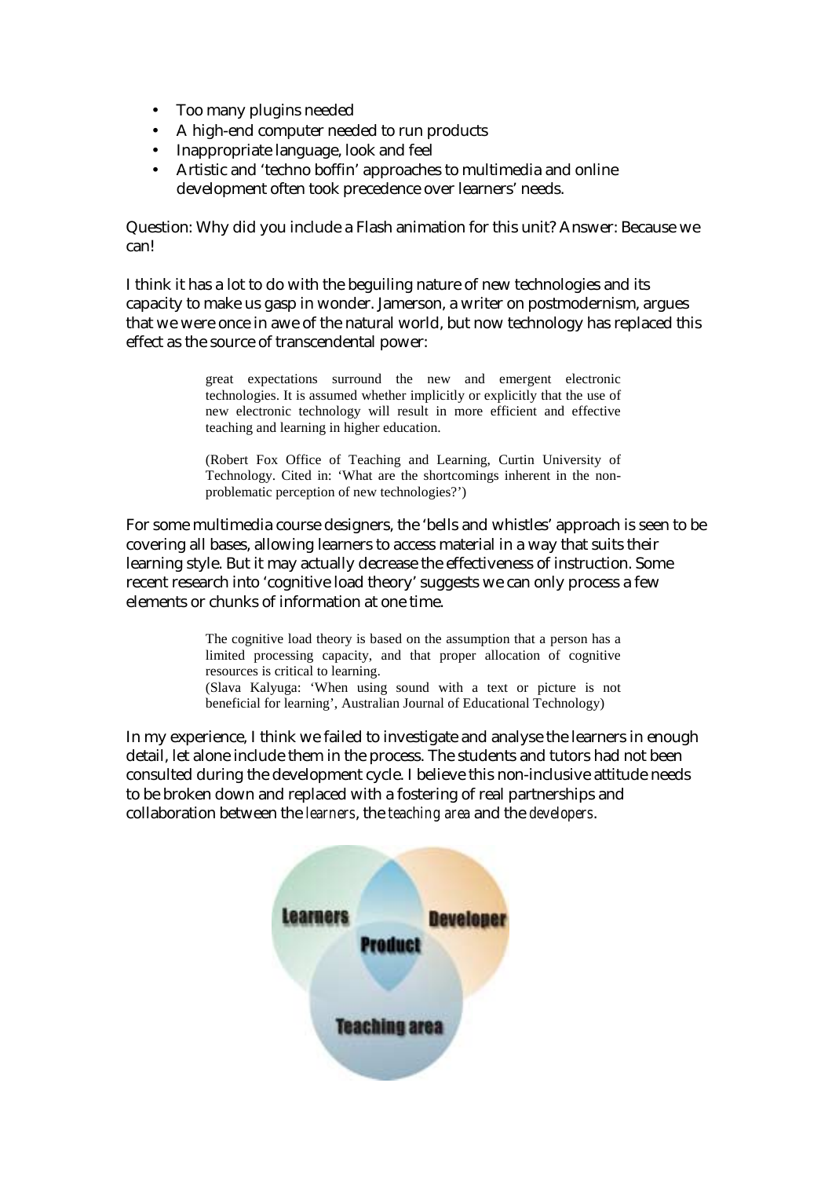- Too many plugins needed
- A high-end computer needed to run products
- Inappropriate language, look and feel
- Artistic and 'techno boffin' approaches to multimedia and online development often took precedence over learners' needs.

Question: Why did you include a Flash animation for this unit? Answer: Because we can!

I think it has a lot to do with the beguiling nature of new technologies and its capacity to make us gasp in wonder. Jamerson, a writer on postmodernism, argues that we were once in awe of the natural world, but now technology has replaced this effect as the source of transcendental power:

> great expectations surround the new and emergent electronic technologies. It is assumed whether implicitly or explicitly that the use of new electronic technology will result in more efficient and effective teaching and learning in higher education.
>
> (Robert Fox Office of Teaching and Learning, Curtin University of Technology. Cited in: 'What are the shortcomings inherent in the non-problematic perception of new technologies?')

For some multimedia course designers, the 'bells and whistles' approach is seen to be covering all bases, allowing learners to access material in a way that suits their learning style. But it may actually decrease the effectiveness of instruction. Some recent research into 'cognitive load theory' suggests we can only process a few elements or chunks of information at one time.

> The cognitive load theory is based on the assumption that a person has a limited processing capacity, and that proper allocation of cognitive resources is critical to learning.
> (Slava Kalyuga: 'When using sound with a text or picture is not beneficial for learning', Australian Journal of Educational Technology)

In my experience, I think we failed to investigate and analyse the learners in enough detail, let alone include them in the process. The students and tutors had not been consulted during the development cycle. I believe this non-inclusive attitude needs to be broken down and replaced with a fostering of real partnerships and collaboration between the *learners*, the *teaching area* and the *developers*.

Learners
Developer
Product
Teaching area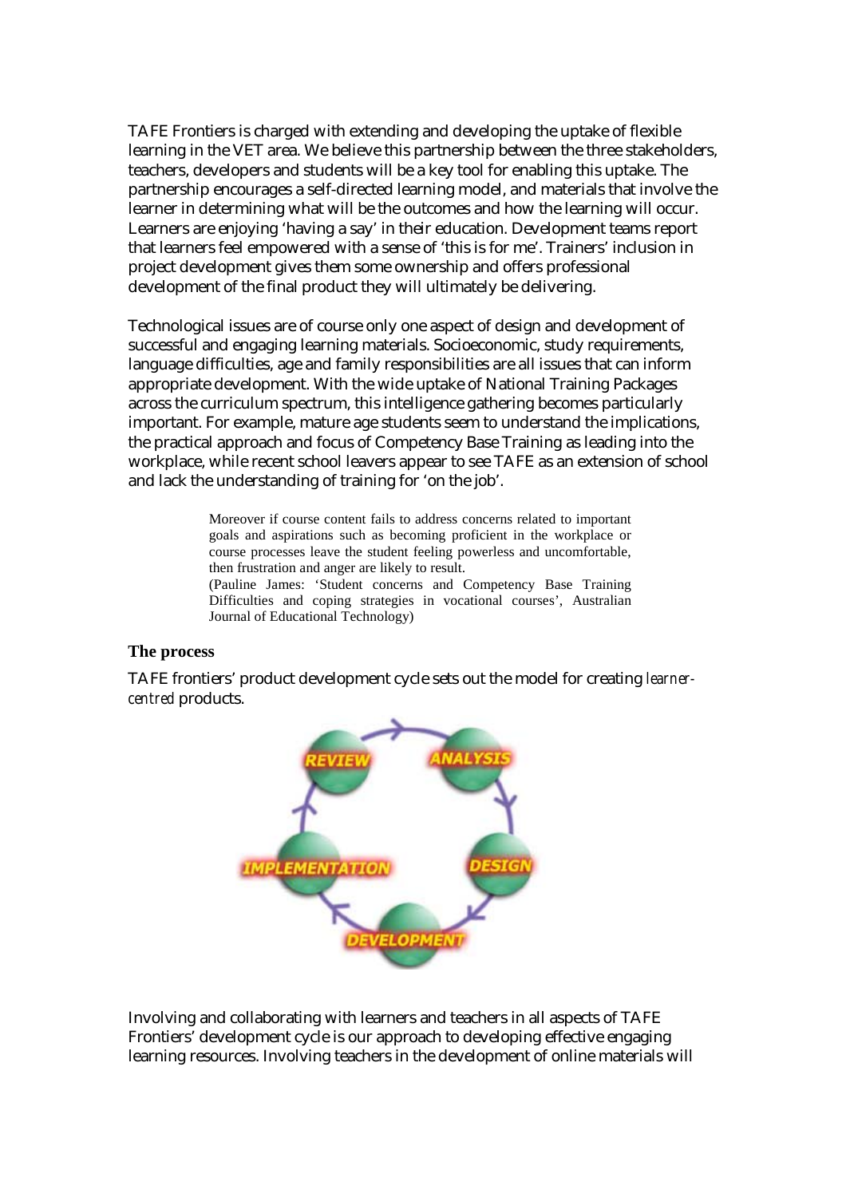TAFE Frontiers is charged with extending and developing the uptake of flexible learning in the VET area. We believe this partnership between the three stakeholders, teachers, developers and students will be a key tool for enabling this uptake. The partnership encourages a self-directed learning model, and materials that involve the learner in determining what will be the outcomes and how the learning will occur. Learners are enjoying 'having a say' in their education. Development teams report that learners feel empowered with a sense of 'this is for me'. Trainers' inclusion in project development gives them some ownership and offers professional development of the final product they will ultimately be delivering.

Technological issues are of course only one aspect of design and development of successful and engaging learning materials. Socioeconomic, study requirements, language difficulties, age and family responsibilities are all issues that can inform appropriate development. With the wide uptake of National Training Packages across the curriculum spectrum, this intelligence gathering becomes particularly important. For example, mature age students seem to understand the implications, the practical approach and focus of Competency Base Training as leading into the workplace, while recent school leavers appear to see TAFE as an extension of school and lack the understanding of training for 'on the job'.

> Moreover if course content fails to address concerns related to important goals and aspirations such as becoming proficient in the workplace or course processes leave the student feeling powerless and uncomfortable, then frustration and anger are likely to result.
> (Pauline James: 'Student concerns and Competency Base Training Difficulties and coping strategies in vocational courses', Australian Journal of Educational Technology)

### The process

TAFE frontiers' product development cycle sets out the model for creating *learner-centred* products.

REVIEW
ANALYSIS
DESIGN
DEVELOPMENT
IMPLEMENTATION

Involving and collaborating with learners and teachers in all aspects of TAFE Frontiers' development cycle is our approach to developing effective engaging learning resources. Involving teachers in the development of online materials will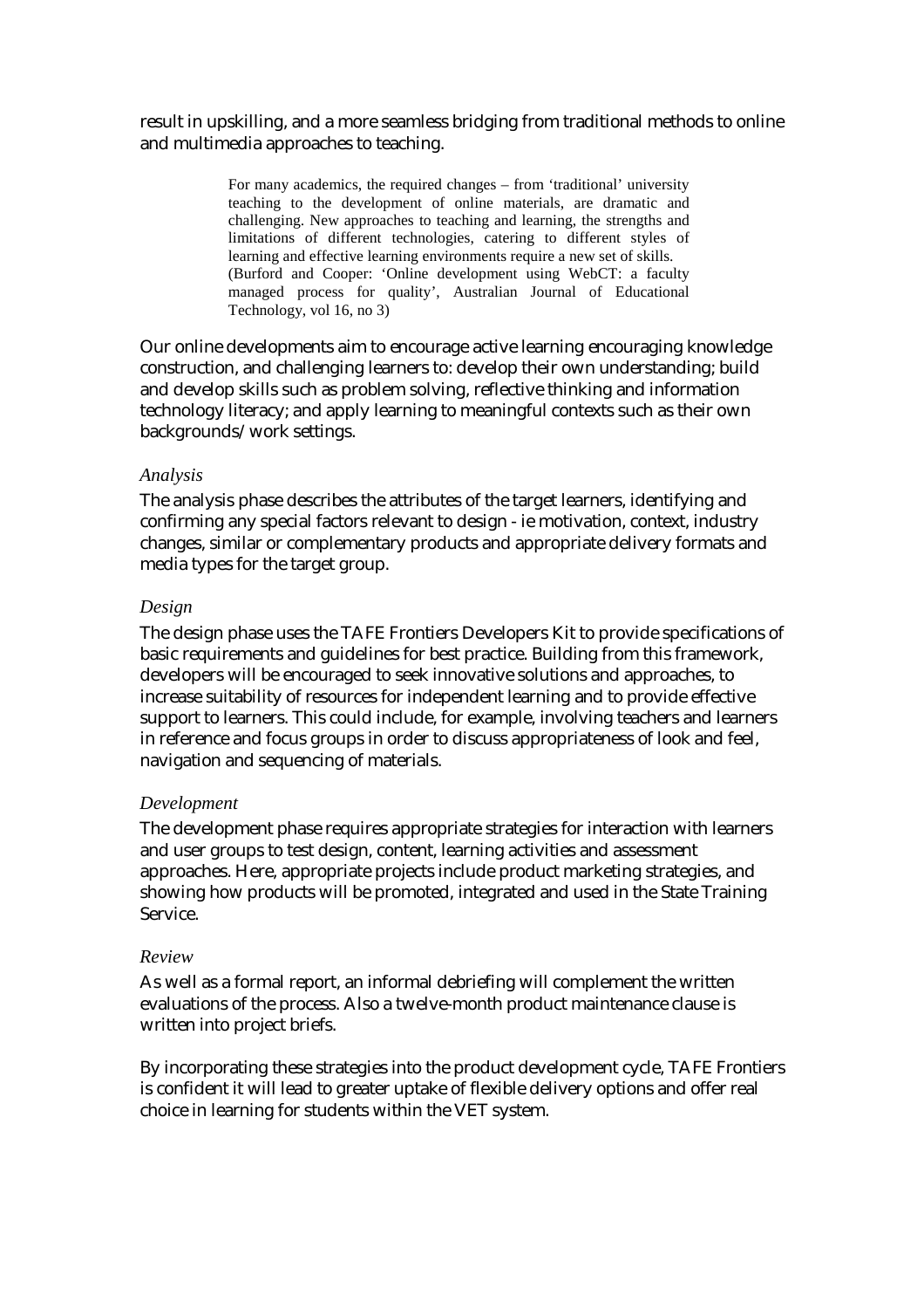result in upskilling, and a more seamless bridging from traditional methods to online and multimedia approaches to teaching.

> For many academics, the required changes – from 'traditional' university teaching to the development of online materials, are dramatic and challenging. New approaches to teaching and learning, the strengths and limitations of different technologies, catering to different styles of learning and effective learning environments require a new set of skills.
> (Burford and Cooper: 'Online development using WebCT: a faculty managed process for quality', Australian Journal of Educational Technology, vol 16, no 3)

Our online developments aim to encourage active learning encouraging knowledge construction, and challenging learners to: develop their own understanding; build and develop skills such as problem solving, reflective thinking and information technology literacy; and apply learning to meaningful contexts such as their own backgrounds/work settings.

*Analysis*

The analysis phase describes the attributes of the target learners, identifying and confirming any special factors relevant to design - ie motivation, context, industry changes, similar or complementary products and appropriate delivery formats and media types for the target group.

*Design*

The design phase uses the TAFE Frontiers Developers Kit to provide specifications of basic requirements and guidelines for best practice. Building from this framework, developers will be encouraged to seek innovative solutions and approaches, to increase suitability of resources for independent learning and to provide effective support to learners. This could include, for example, involving teachers and learners in reference and focus groups in order to discuss appropriateness of look and feel, navigation and sequencing of materials.

*Development*

The development phase requires appropriate strategies for interaction with learners and user groups to test design, content, learning activities and assessment approaches. Here, appropriate projects include product marketing strategies, and showing how products will be promoted, integrated and used in the State Training Service.

*Review*

As well as a formal report, an informal debriefing will complement the written evaluations of the process. Also a twelve-month product maintenance clause is written into project briefs.

By incorporating these strategies into the product development cycle, TAFE Frontiers is confident it will lead to greater uptake of flexible delivery options and offer real choice in learning for students within the VET system.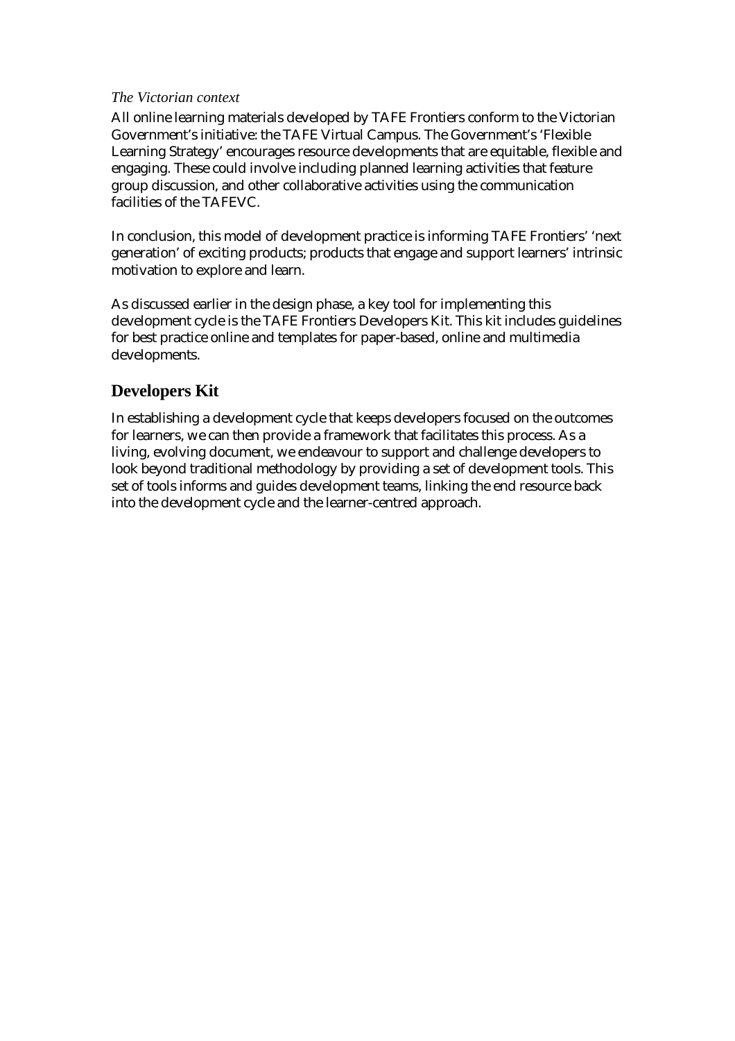*The Victorian context*

All online learning materials developed by TAFE Frontiers conform to the Victorian Government's initiative: the TAFE Virtual Campus. The Government's 'Flexible Learning Strategy' encourages resource developments that are equitable, flexible and engaging. These could involve including planned learning activities that feature group discussion, and other collaborative activities using the communication facilities of the TAFEVC.

In conclusion, this model of development practice is informing TAFE Frontiers' 'next generation' of exciting products; products that engage and support learners' intrinsic motivation to explore and learn.

As discussed earlier in the design phase, a key tool for implementing this development cycle is the TAFE Frontiers Developers Kit. This kit includes guidelines for best practice online and templates for paper-based, online and multimedia developments.

## Developers Kit

In establishing a development cycle that keeps developers focused on the outcomes for learners, we can then provide a framework that facilitates this process. As a living, evolving document, we endeavour to support and challenge developers to look beyond traditional methodology by providing a set of development tools. This set of tools informs and guides development teams, linking the end resource back into the development cycle and the learner-centred approach.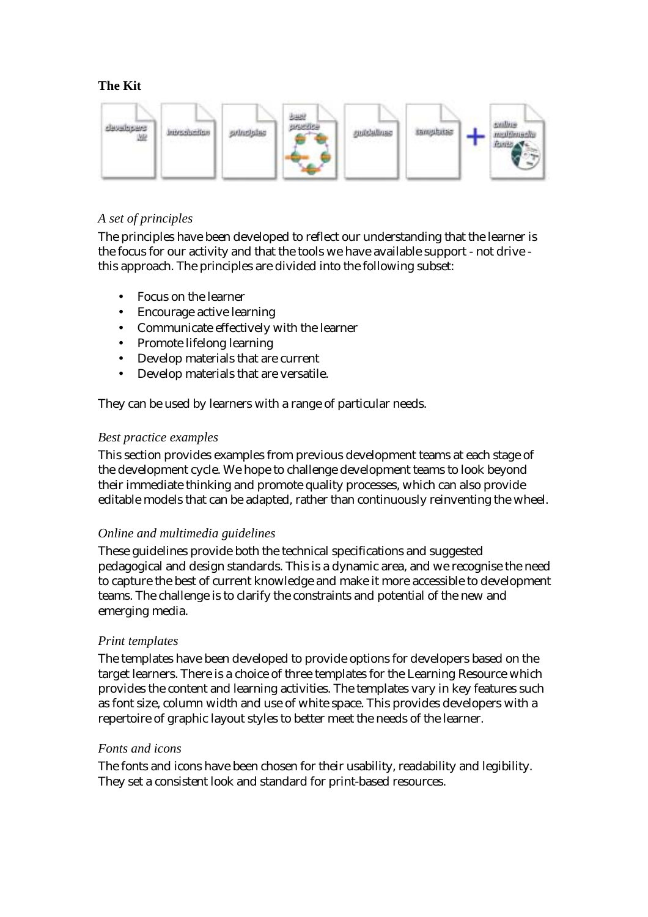**The Kit**

*A set of principles*

The principles have been developed to reflect our understanding that the learner is the focus for our activity and that the tools we have available support - not drive - this approach. The principles are divided into the following subset:

- Focus on the learner
- Encourage active learning
- Communicate effectively with the learner
- Promote lifelong learning
- Develop materials that are current
- Develop materials that are versatile.

They can be used by learners with a range of particular needs.

*Best practice examples*

This section provides examples from previous development teams at each stage of the development cycle. We hope to challenge development teams to look beyond their immediate thinking and promote quality processes, which can also provide editable models that can be adapted, rather than continuously reinventing the wheel.

*Online and multimedia guidelines*

These guidelines provide both the technical specifications and suggested pedagogical and design standards. This is a dynamic area, and we recognise the need to capture the best of current knowledge and make it more accessible to development teams. The challenge is to clarify the constraints and potential of the new and emerging media.

*Print templates*

The templates have been developed to provide options for developers based on the target learners. There is a choice of three templates for the Learning Resource which provides the content and learning activities. The templates vary in key features such as font size, column width and use of white space. This provides developers with a repertoire of graphic layout styles to better meet the needs of the learner.

*Fonts and icons*

The fonts and icons have been chosen for their usability, readability and legibility. They set a consistent look and standard for print-based resources.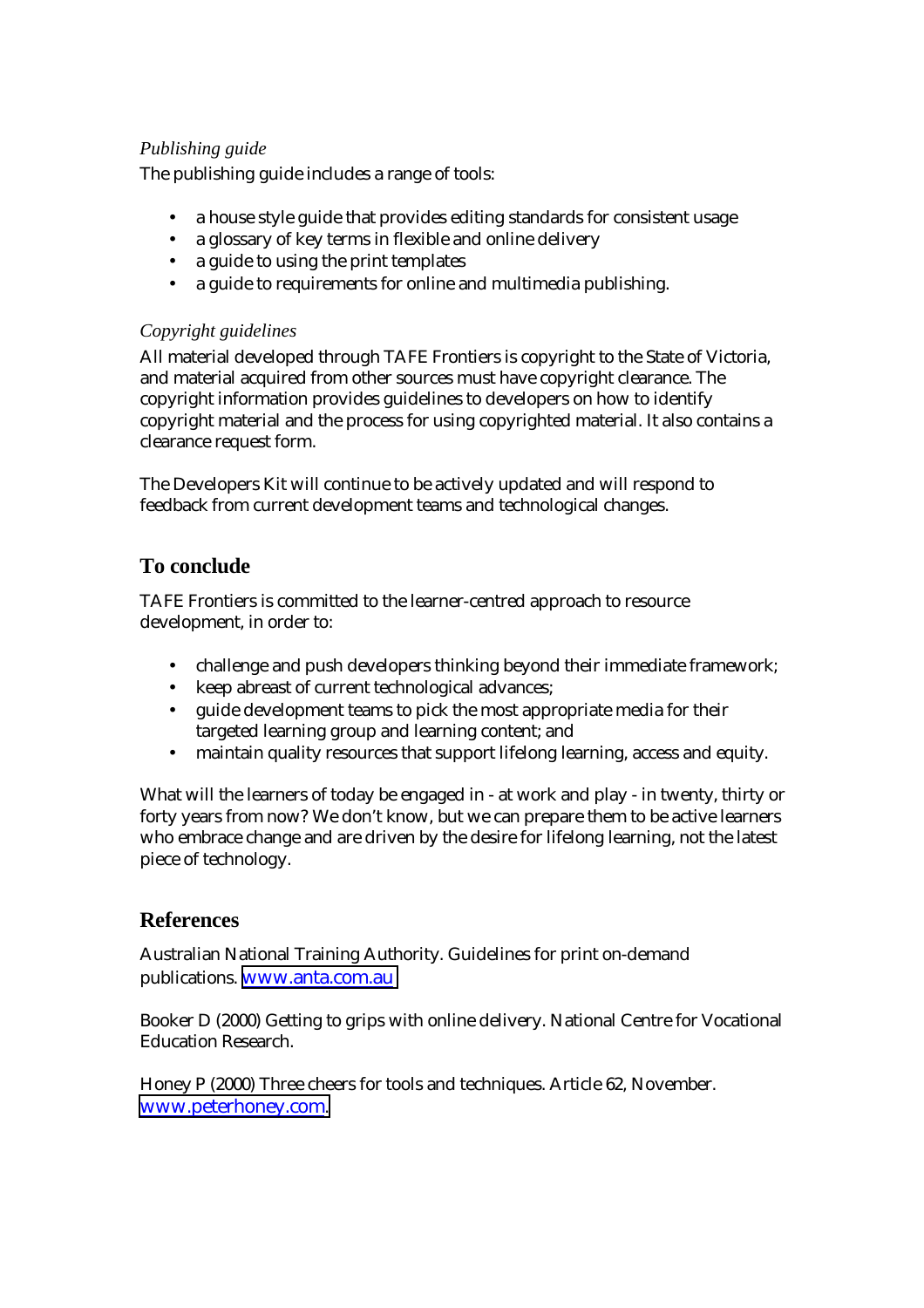*Publishing guide*

The publishing guide includes a range of tools:

- a house style guide that provides editing standards for consistent usage
- a glossary of key terms in flexible and online delivery
- a guide to using the print templates
- a guide to requirements for online and multimedia publishing.

*Copyright guidelines*

All material developed through TAFE Frontiers is copyright to the State of Victoria, and material acquired from other sources must have copyright clearance. The copyright information provides guidelines to developers on how to identify copyright material and the process for using copyrighted material. It also contains a clearance request form.

The Developers Kit will continue to be actively updated and will respond to feedback from current development teams and technological changes.

## To conclude

TAFE Frontiers is committed to the learner-centred approach to resource development, in order to:

- challenge and push developers thinking beyond their immediate framework;
- keep abreast of current technological advances;
- guide development teams to pick the most appropriate media for their targeted learning group and learning content; and
- maintain quality resources that support lifelong learning, access and equity.

What will the learners of today be engaged in - at work and play - in twenty, thirty or forty years from now? We don't know, but we can prepare them to be active learners who embrace change and are driven by the desire for lifelong learning, not the latest piece of technology.

## References

Australian National Training Authority. Guidelines for print on-demand publications. www.anta.com.au

Booker D (2000) Getting to grips with online delivery. National Centre for Vocational Education Research.

Honey P (2000) Three cheers for tools and techniques. Article 62, November. www.peterhoney.com.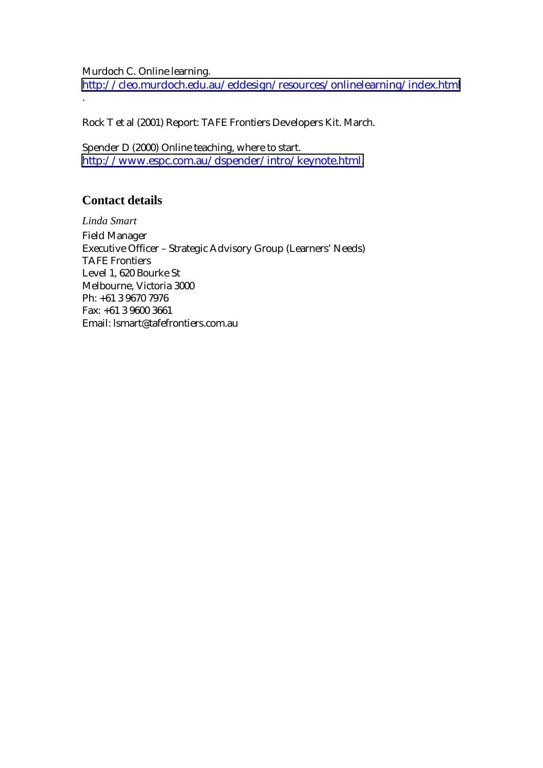Murdoch C. Online learning.
http://cleo.murdoch.edu.au/eddesign/resources/onlinelearning/index.html
.

Rock T et al (2001) Report: TAFE Frontiers Developers Kit. March.

Spender D (2000) Online teaching, where to start.
http://www.espc.com.au/dspender/intro/keynote.html.

## Contact details

*Linda Smart*
Field Manager
Executive Officer – Strategic Advisory Group (Learners' Needs)
TAFE Frontiers
Level 1, 620 Bourke St
Melbourne, Victoria 3000
Ph: +61 3 9670 7976
Fax: +61 3 9600 3661
Email: lsmart@tafefrontiers.com.au